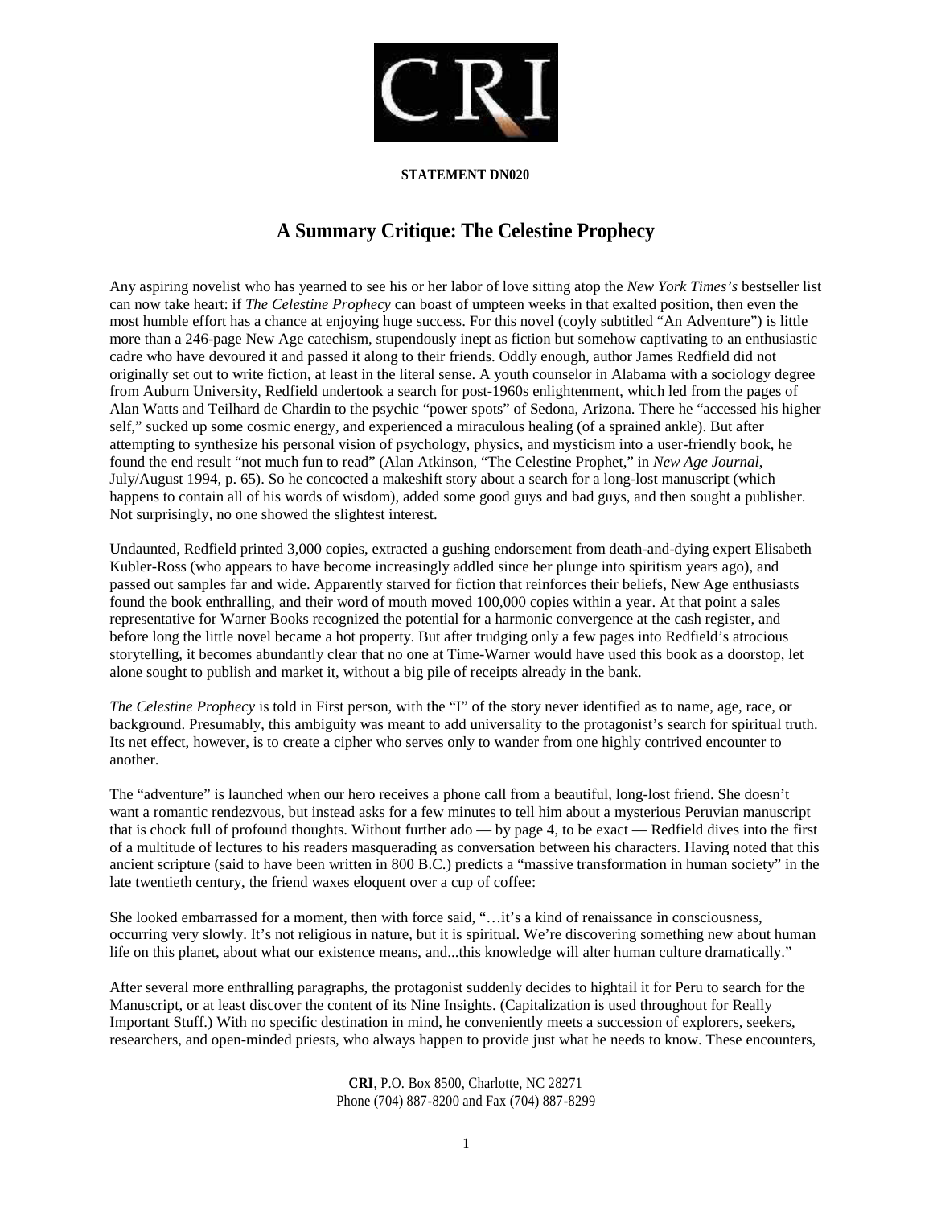**STATEMENT DN020**

# A Summary Critique: The Celestine Prophecy

Any aspiring novelist who has yearned to see his or her labor of love sitting atop the *New York Times's* bestseller list can now take heart: if *The Celestine Prophecy* can boast of umpteen weeks in that exalted position, then even the most humble effort has a chance at enjoying huge success. For this novel (coyly subtitled "An Adventure") is little more than a 246-page New Age catechism, stupendously inept as fiction but somehow captivating to an enthusiastic cadre who have devoured it and passed it along to their friends. Oddly enough, author James Redfield did not originally set out to write fiction, at least in the literal sense. A youth counselor in Alabama with a sociology degree from Auburn University, Redfield undertook a search for post-1960s enlightenment, which led from the pages of Alan Watts and Teilhard de Chardin to the psychic "power spots" of Sedona, Arizona. There he "accessed his higher self," sucked up some cosmic energy, and experienced a miraculous healing (of a sprained ankle). But after attempting to synthesize his personal vision of psychology, physics, and mysticism into a user-friendly book, he found the end result "not much fun to read" (Alan Atkinson, "The Celestine Prophet," in *New Age Journal*, July/August 1994, p. 65). So he concocted a makeshift story about a search for a long-lost manuscript (which happens to contain all of his words of wisdom), added some good guys and bad guys, and then sought a publisher. Not surprisingly, no one showed the slightest interest.

Undaunted, Redfield printed 3,000 copies, extracted a gushing endorsement from death-and-dying expert Elisabeth Kubler-Ross (who appears to have become increasingly addled since her plunge into spiritism years ago), and passed out samples far and wide. Apparently starved for fiction that reinforces their beliefs, New Age enthusiasts found the book enthralling, and their word of mouth moved 100,000 copies within a year. At that point a sales representative for Warner Books recognized the potential for a harmonic convergence at the cash register, and before long the little novel became a hot property. But after trudging only a few pages into Redfield's atrocious storytelling, it becomes abundantly clear that no one at Time-Warner would have used this book as a doorstop, let alone sought to publish and market it, without a big pile of receipts already in the bank.

*The Celestine Prophecy* is told in First person, with the "I" of the story never identified as to name, age, race, or background. Presumably, this ambiguity was meant to add universality to the protagonist's search for spiritual truth. Its net effect, however, is to create a cipher who serves only to wander from one highly contrived encounter to another.

The "adventure" is launched when our hero receives a phone call from a beautiful, long-lost friend. She doesn't want a romantic rendezvous, but instead asks for a few minutes to tell him about a mysterious Peruvian manuscript that is chock full of profound thoughts. Without further ado — by page 4, to be exact — Redfield dives into the first of a multitude of lectures to his readers masquerading as conversation between his characters. Having noted that this ancient scripture (said to have been written in 800 B.C.) predicts a "massive transformation in human society" in the late twentieth century, the friend waxes eloquent over a cup of coffee:

She looked embarrassed for a moment, then with force said, "…it's a kind of renaissance in consciousness, occurring very slowly. It's not religious in nature, but it is spiritual. We're discovering something new about human life on this planet, about what our existence means, and...this knowledge will alter human culture dramatically."

After several more enthralling paragraphs, the protagonist suddenly decides to hightail it for Peru to search for the Manuscript, or at least discover the content of its Nine Insights. (Capitalization is used throughout for Really Important Stuff.) With no specific destination in mind, he conveniently meets a succession of explorers, seekers, researchers, and open-minded priests, who always happen to provide just what he needs to know. These encounters,

**CRI**, P.O. Box 8500, Charlotte, NC 28271
Phone (704) 887-8200 and Fax (704) 887-8299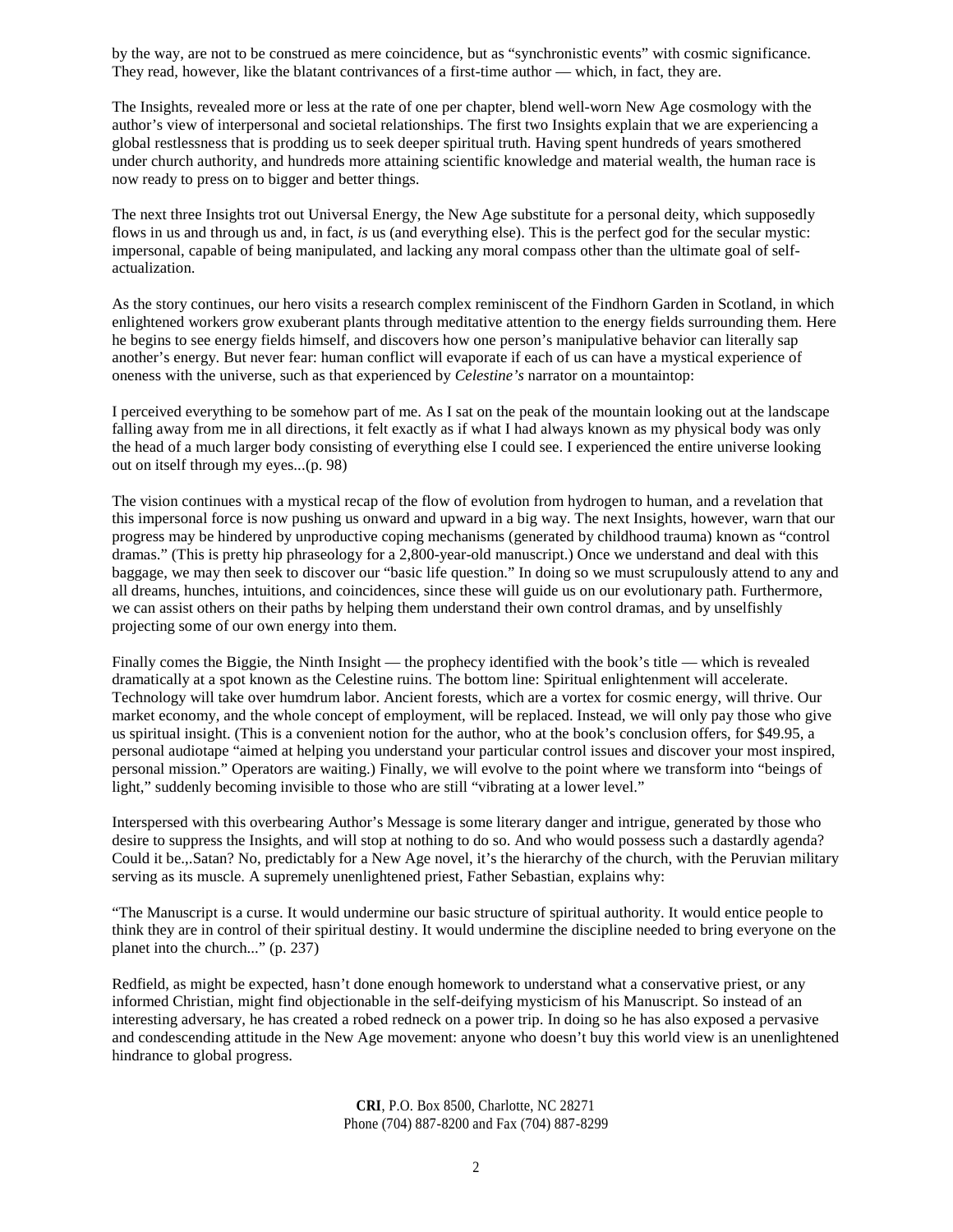by the way, are not to be construed as mere coincidence, but as "synchronistic events" with cosmic significance. They read, however, like the blatant contrivances of a first-time author — which, in fact, they are.

The Insights, revealed more or less at the rate of one per chapter, blend well-worn New Age cosmology with the author's view of interpersonal and societal relationships. The first two Insights explain that we are experiencing a global restlessness that is prodding us to seek deeper spiritual truth. Having spent hundreds of years smothered under church authority, and hundreds more attaining scientific knowledge and material wealth, the human race is now ready to press on to bigger and better things.

The next three Insights trot out Universal Energy, the New Age substitute for a personal deity, which supposedly flows in us and through us and, in fact, *is* us (and everything else). This is the perfect god for the secular mystic: impersonal, capable of being manipulated, and lacking any moral compass other than the ultimate goal of self-actualization.

As the story continues, our hero visits a research complex reminiscent of the Findhorn Garden in Scotland, in which enlightened workers grow exuberant plants through meditative attention to the energy fields surrounding them. Here he begins to see energy fields himself, and discovers how one person's manipulative behavior can literally sap another's energy. But never fear: human conflict will evaporate if each of us can have a mystical experience of oneness with the universe, such as that experienced by *Celestine's* narrator on a mountaintop:

I perceived everything to be somehow part of me. As I sat on the peak of the mountain looking out at the landscape falling away from me in all directions, it felt exactly as if what I had always known as my physical body was only the head of a much larger body consisting of everything else I could see. I experienced the entire universe looking out on itself through my eyes...(p. 98)

The vision continues with a mystical recap of the flow of evolution from hydrogen to human, and a revelation that this impersonal force is now pushing us onward and upward in a big way. The next Insights, however, warn that our progress may be hindered by unproductive coping mechanisms (generated by childhood trauma) known as "control dramas." (This is pretty hip phraseology for a 2,800-year-old manuscript.) Once we understand and deal with this baggage, we may then seek to discover our "basic life question." In doing so we must scrupulously attend to any and all dreams, hunches, intuitions, and coincidences, since these will guide us on our evolutionary path. Furthermore, we can assist others on their paths by helping them understand their own control dramas, and by unselfishly projecting some of our own energy into them.

Finally comes the Biggie, the Ninth Insight — the prophecy identified with the book's title — which is revealed dramatically at a spot known as the Celestine ruins. The bottom line: Spiritual enlightenment will accelerate. Technology will take over humdrum labor. Ancient forests, which are a vortex for cosmic energy, will thrive. Our market economy, and the whole concept of employment, will be replaced. Instead, we will only pay those who give us spiritual insight. (This is a convenient notion for the author, who at the book's conclusion offers, for $49.95, a personal audiotape "aimed at helping you understand your particular control issues and discover your most inspired, personal mission." Operators are waiting.) Finally, we will evolve to the point where we transform into "beings of light," suddenly becoming invisible to those who are still "vibrating at a lower level."

Interspersed with this overbearing Author's Message is some literary danger and intrigue, generated by those who desire to suppress the Insights, and will stop at nothing to do so. And who would possess such a dastardly agenda? Could it be.,.Satan? No, predictably for a New Age novel, it's the hierarchy of the church, with the Peruvian military serving as its muscle. A supremely unenlightened priest, Father Sebastian, explains why:

"The Manuscript is a curse. It would undermine our basic structure of spiritual authority. It would entice people to think they are in control of their spiritual destiny. It would undermine the discipline needed to bring everyone on the planet into the church..." (p. 237)

Redfield, as might be expected, hasn't done enough homework to understand what a conservative priest, or any informed Christian, might find objectionable in the self-deifying mysticism of his Manuscript. So instead of an interesting adversary, he has created a robed redneck on a power trip. In doing so he has also exposed a pervasive and condescending attitude in the New Age movement: anyone who doesn't buy this world view is an unenlightened hindrance to global progress.

**CRI**, P.O. Box 8500, Charlotte, NC 28271
Phone (704) 887-8200 and Fax (704) 887-8299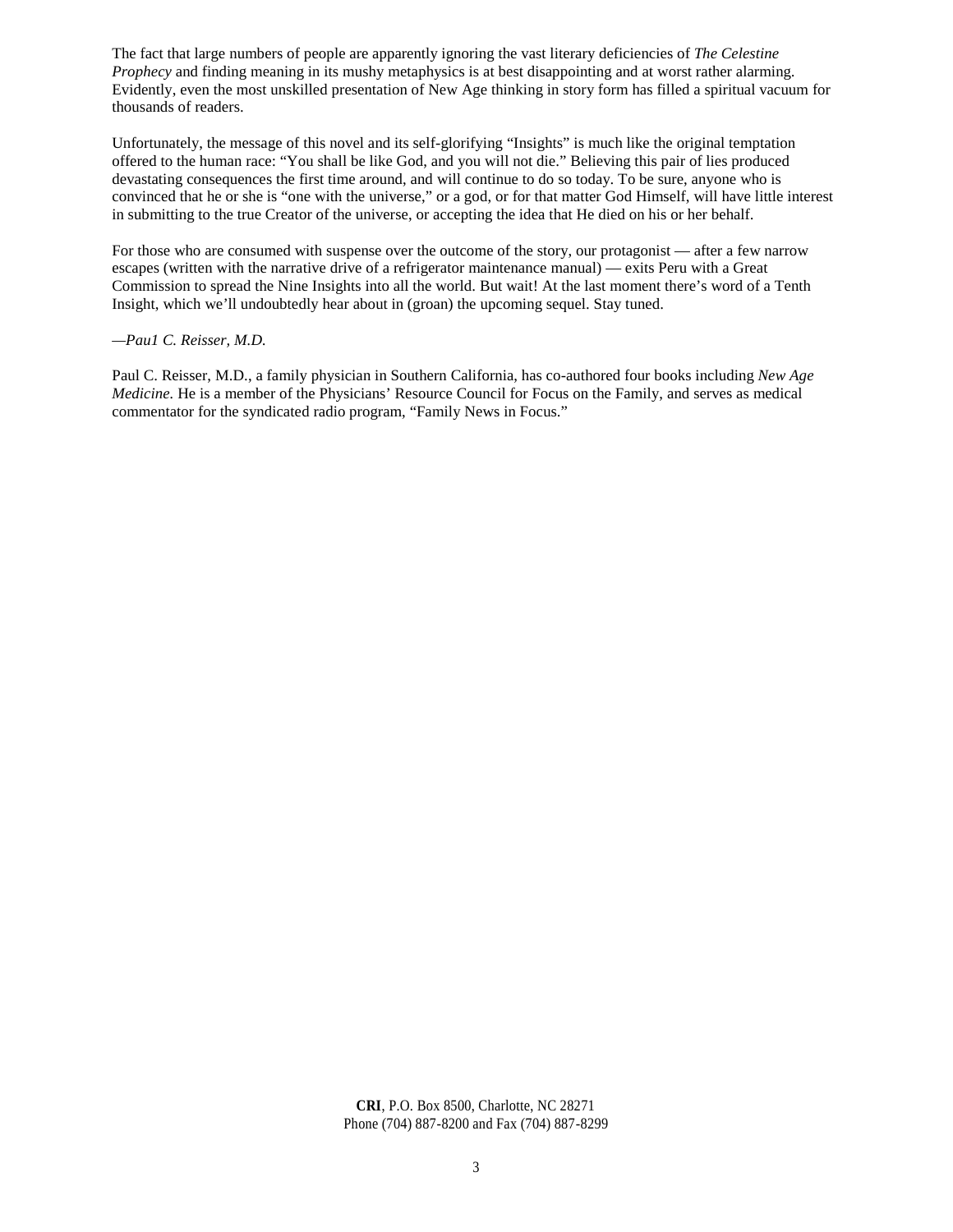The fact that large numbers of people are apparently ignoring the vast literary deficiencies of *The Celestine Prophecy* and finding meaning in its mushy metaphysics is at best disappointing and at worst rather alarming. Evidently, even the most unskilled presentation of New Age thinking in story form has filled a spiritual vacuum for thousands of readers.

Unfortunately, the message of this novel and its self-glorifying "Insights" is much like the original temptation offered to the human race: "You shall be like God, and you will not die." Believing this pair of lies produced devastating consequences the first time around, and will continue to do so today. To be sure, anyone who is convinced that he or she is "one with the universe," or a god, or for that matter God Himself, will have little interest in submitting to the true Creator of the universe, or accepting the idea that He died on his or her behalf.

For those who are consumed with suspense over the outcome of the story, our protagonist — after a few narrow escapes (written with the narrative drive of a refrigerator maintenance manual) — exits Peru with a Great Commission to spread the Nine Insights into all the world. But wait! At the last moment there's word of a Tenth Insight, which we'll undoubtedly hear about in (groan) the upcoming sequel. Stay tuned.

*—Pau1 C. Reisser, M.D.*

Paul C. Reisser, M.D., a family physician in Southern California, has co-authored four books including *New Age Medicine.* He is a member of the Physicians' Resource Council for Focus on the Family, and serves as medical commentator for the syndicated radio program, "Family News in Focus."

**CRI**, P.O. Box 8500, Charlotte, NC 28271
Phone (704) 887-8200 and Fax (704) 887-8299